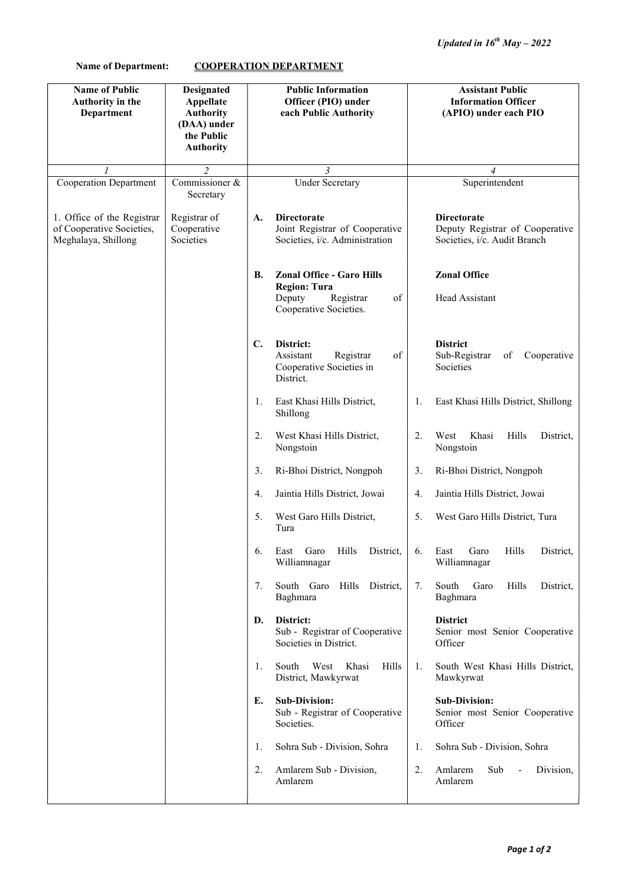*Updated in 16th May – 2022*

**Name of Department:** **COOPERATION DEPARTMENT**

| Name of Public Authority in the Department | Designated Appellate Authority (DAA) under the Public Authority | Public Information Officer (PIO) under each Public Authority | Assistant Public Information Officer (APIO) under each PIO |
|---|---|---|---|
| *1* | *2* | *3* | *4* |
| Cooperation Department | Commissioner & Secretary | Under Secretary | Superintendent |
| 1. Office of the Registrar of Cooperative Societies, Meghalaya, Shillong | Registrar of Cooperative Societies | **A. Directorate** Joint Registrar of Cooperative Societies, i/c. Administration | **Directorate** Deputy Registrar of Cooperative Societies, i/c. Audit Branch |
| | | **B. Zonal Office - Garo Hills Region: Tura** Deputy Registrar of Cooperative Societies. | **Zonal Office** Head Assistant |
| | | **C. District:** Assistant Registrar of Cooperative Societies in District. | **District** Sub-Registrar of Cooperative Societies |
| | | 1. East Khasi Hills District, Shillong | 1. East Khasi Hills District, Shillong |
| | | 2. West Khasi Hills District, Nongstoin | 2. West Khasi Hills District, Nongstoin |
| | | 3. Ri-Bhoi District, Nongpoh | 3. Ri-Bhoi District, Nongpoh |
| | | 4. Jaintia Hills District, Jowai | 4. Jaintia Hills District, Jowai |
| | | 5. West Garo Hills District, Tura | 5. West Garo Hills District, Tura |
| | | 6. East Garo Hills District, Williamnagar | 6. East Garo Hills District, Williamnagar |
| | | 7. South Garo Hills District, Baghmara | 7. South Garo Hills District, Baghmara |
| | | **D. District:** Sub - Registrar of Cooperative Societies in District. | **District** Senior most Senior Cooperative Officer |
| | | 1. South West Khasi Hills District, Mawkyrwat | 1. South West Khasi Hills District, Mawkyrwat |
| | | **E. Sub-Division:** Sub - Registrar of Cooperative Societies. | **Sub-Division:** Senior most Senior Cooperative Officer |
| | | 1. Sohra Sub - Division, Sohra | 1. Sohra Sub - Division, Sohra |
| | | 2. Amlarem Sub - Division, Amlarem | 2. Amlarem Sub - Division, Amlarem |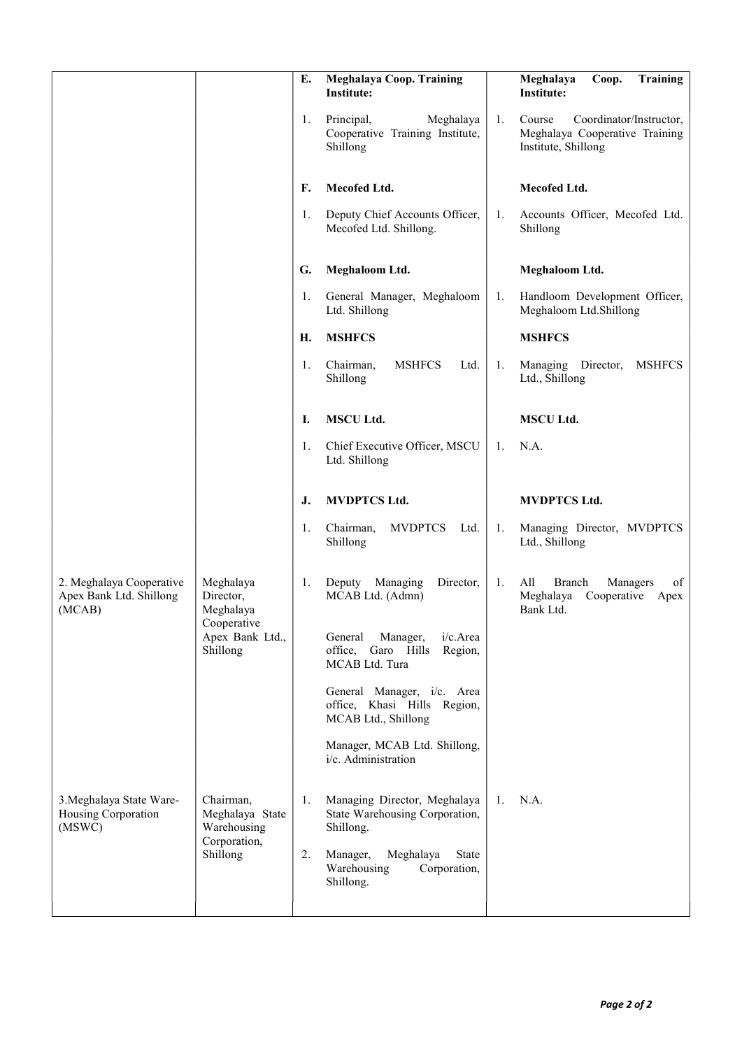| | | | | | |
|---|---|---|---|---|---|
| | | **E.** | **Meghalaya Coop. Training Institute:** | | **Meghalaya Coop. Training Institute:** |
| | | 1. | Principal, Meghalaya Cooperative Training Institute, Shillong | 1. | Course Coordinator/Instructor, Meghalaya Cooperative Training Institute, Shillong |
| | | **F.** | **Mecofed Ltd.** | | **Mecofed Ltd.** |
| | | 1. | Deputy Chief Accounts Officer, Mecofed Ltd. Shillong. | 1. | Accounts Officer, Mecofed Ltd. Shillong |
| | | **G.** | **Meghaloom Ltd.** | | **Meghaloom Ltd.** |
| | | 1. | General Manager, Meghaloom Ltd. Shillong | 1. | Handloom Development Officer, Meghaloom Ltd.Shillong |
| | | **H.** | **MSHFCS** | | **MSHFCS** |
| | | 1. | Chairman, MSHFCS Ltd. Shillong | 1. | Managing Director, MSHFCS Ltd., Shillong |
| | | **I.** | **MSCU Ltd.** | | **MSCU Ltd.** |
| | | 1. | Chief Executive Officer, MSCU Ltd. Shillong | 1. | N.A. |
| | | **J.** | **MVDPTCS Ltd.** | | **MVDPTCS Ltd.** |
| | | 1. | Chairman, MVDPTCS Ltd. Shillong | 1. | Managing Director, MVDPTCS Ltd., Shillong |
| 2. Meghalaya Cooperative Apex Bank Ltd. Shillong (MCAB) | Meghalaya Director, Meghalaya Cooperative Apex Bank Ltd., Shillong | 1. | Deputy Managing Director, MCAB Ltd. (Admn)<br><br>General Manager, i/c.Area office, Garo Hills Region, MCAB Ltd. Tura<br><br>General Manager, i/c. Area office, Khasi Hills Region, MCAB Ltd., Shillong<br><br>Manager, MCAB Ltd. Shillong, i/c. Administration | 1. | All Branch Managers of Meghalaya Cooperative Apex Bank Ltd. |
| 3.Meghalaya State Ware-Housing Corporation (MSWC) | Chairman, Meghalaya State Warehousing Corporation, Shillong | 1. | Managing Director, Meghalaya State Warehousing Corporation, Shillong. | 1. | N.A. |
| | | 2. | Manager, Meghalaya State Warehousing Corporation, Shillong. | | |